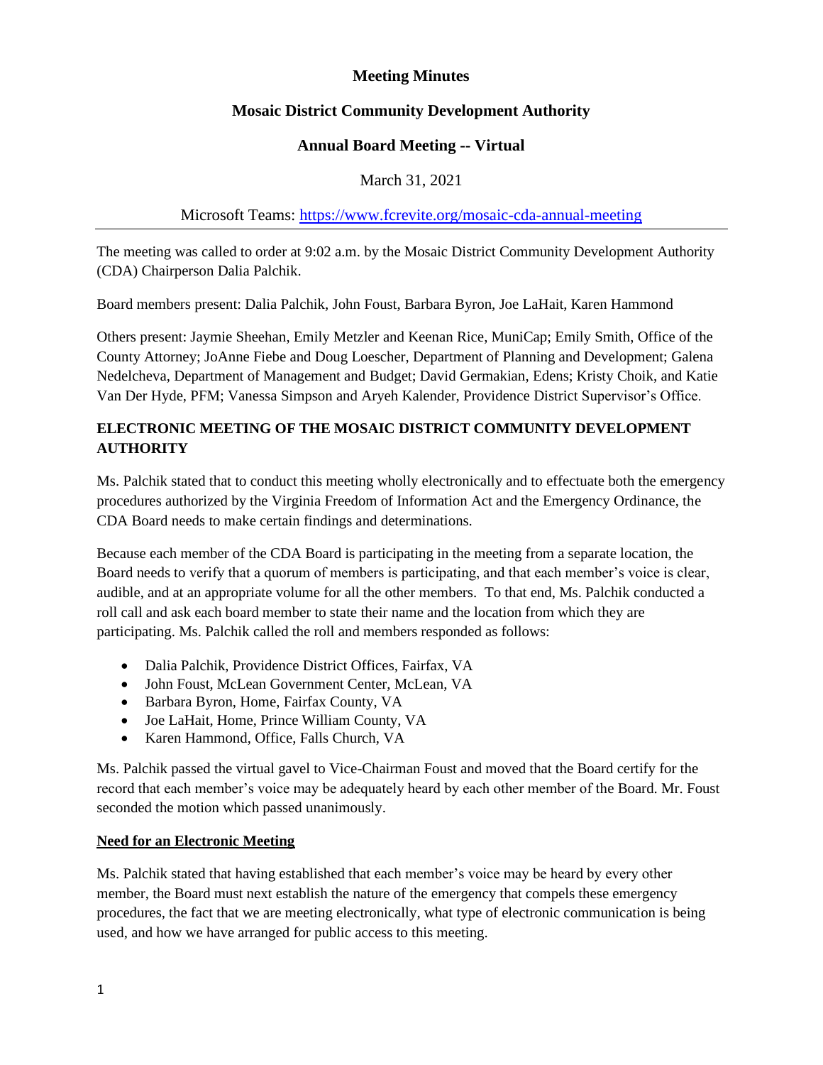**Meeting Minutes**

**Mosaic District Community Development Authority**

**Annual Board Meeting -- Virtual**

March 31, 2021

Microsoft Teams: https://www.fcrevite.org/mosaic-cda-annual-meeting

---

The meeting was called to order at 9:02 a.m. by the Mosaic District Community Development Authority (CDA) Chairperson Dalia Palchik.

Board members present: Dalia Palchik, John Foust, Barbara Byron, Joe LaHait, Karen Hammond

Others present: Jaymie Sheehan, Emily Metzler and Keenan Rice, MuniCap; Emily Smith, Office of the County Attorney; JoAnne Fiebe and Doug Loescher, Department of Planning and Development; Galena Nedelcheva, Department of Management and Budget; David Germakian, Edens; Kristy Choik, and Katie Van Der Hyde, PFM; Vanessa Simpson and Aryeh Kalender, Providence District Supervisor's Office.

**ELECTRONIC MEETING OF THE MOSAIC DISTRICT COMMUNITY DEVELOPMENT AUTHORITY**

Ms. Palchik stated that to conduct this meeting wholly electronically and to effectuate both the emergency procedures authorized by the Virginia Freedom of Information Act and the Emergency Ordinance, the CDA Board needs to make certain findings and determinations.

Because each member of the CDA Board is participating in the meeting from a separate location, the Board needs to verify that a quorum of members is participating, and that each member's voice is clear, audible, and at an appropriate volume for all the other members. To that end, Ms. Palchik conducted a roll call and ask each board member to state their name and the location from which they are participating. Ms. Palchik called the roll and members responded as follows:

- Dalia Palchik, Providence District Offices, Fairfax, VA
- John Foust, McLean Government Center, McLean, VA
- Barbara Byron, Home, Fairfax County, VA
- Joe LaHait, Home, Prince William County, VA
- Karen Hammond, Office, Falls Church, VA

Ms. Palchik passed the virtual gavel to Vice-Chairman Foust and moved that the Board certify for the record that each member's voice may be adequately heard by each other member of the Board. Mr. Foust seconded the motion which passed unanimously.

**Need for an Electronic Meeting**

Ms. Palchik stated that having established that each member's voice may be heard by every other member, the Board must next establish the nature of the emergency that compels these emergency procedures, the fact that we are meeting electronically, what type of electronic communication is being used, and how we have arranged for public access to this meeting.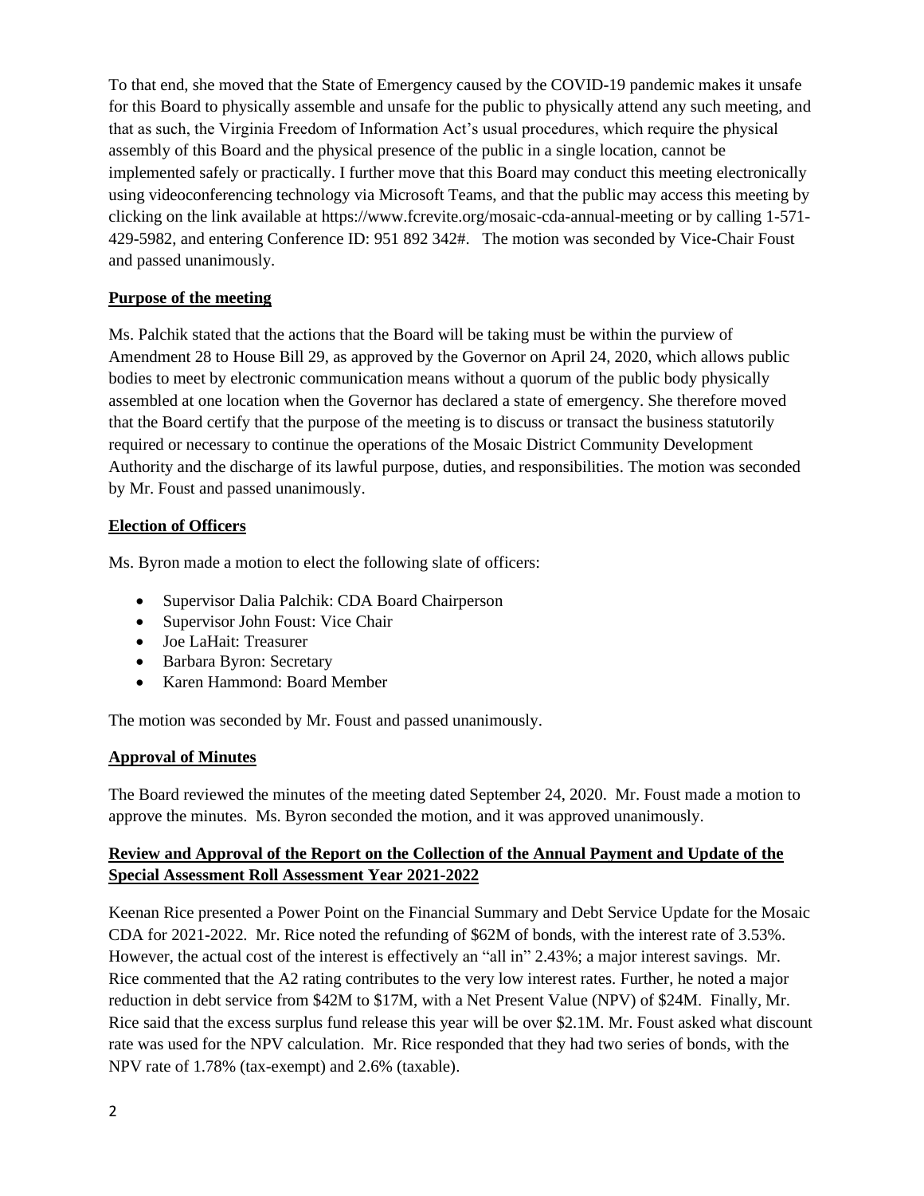To that end, she moved that the State of Emergency caused by the COVID-19 pandemic makes it unsafe for this Board to physically assemble and unsafe for the public to physically attend any such meeting, and that as such, the Virginia Freedom of Information Act's usual procedures, which require the physical assembly of this Board and the physical presence of the public in a single location, cannot be implemented safely or practically. I further move that this Board may conduct this meeting electronically using videoconferencing technology via Microsoft Teams, and that the public may access this meeting by clicking on the link available at https://www.fcrevite.org/mosaic-cda-annual-meeting or by calling 1-571-429-5982, and entering Conference ID: 951 892 342#. The motion was seconded by Vice-Chair Foust and passed unanimously.

**Purpose of the meeting**

Ms. Palchik stated that the actions that the Board will be taking must be within the purview of Amendment 28 to House Bill 29, as approved by the Governor on April 24, 2020, which allows public bodies to meet by electronic communication means without a quorum of the public body physically assembled at one location when the Governor has declared a state of emergency. She therefore moved that the Board certify that the purpose of the meeting is to discuss or transact the business statutorily required or necessary to continue the operations of the Mosaic District Community Development Authority and the discharge of its lawful purpose, duties, and responsibilities. The motion was seconded by Mr. Foust and passed unanimously.

**Election of Officers**

Ms. Byron made a motion to elect the following slate of officers:

- Supervisor Dalia Palchik: CDA Board Chairperson
- Supervisor John Foust: Vice Chair
- Joe LaHait: Treasurer
- Barbara Byron: Secretary
- Karen Hammond: Board Member

The motion was seconded by Mr. Foust and passed unanimously.

**Approval of Minutes**

The Board reviewed the minutes of the meeting dated September 24, 2020. Mr. Foust made a motion to approve the minutes. Ms. Byron seconded the motion, and it was approved unanimously.

**Review and Approval of the Report on the Collection of the Annual Payment and Update of the Special Assessment Roll Assessment Year 2021-2022**

Keenan Rice presented a Power Point on the Financial Summary and Debt Service Update for the Mosaic CDA for 2021-2022. Mr. Rice noted the refunding of $62M of bonds, with the interest rate of 3.53%. However, the actual cost of the interest is effectively an "all in" 2.43%; a major interest savings. Mr. Rice commented that the A2 rating contributes to the very low interest rates. Further, he noted a major reduction in debt service from $42M to $17M, with a Net Present Value (NPV) of $24M. Finally, Mr. Rice said that the excess surplus fund release this year will be over $2.1M. Mr. Foust asked what discount rate was used for the NPV calculation. Mr. Rice responded that they had two series of bonds, with the NPV rate of 1.78% (tax-exempt) and 2.6% (taxable).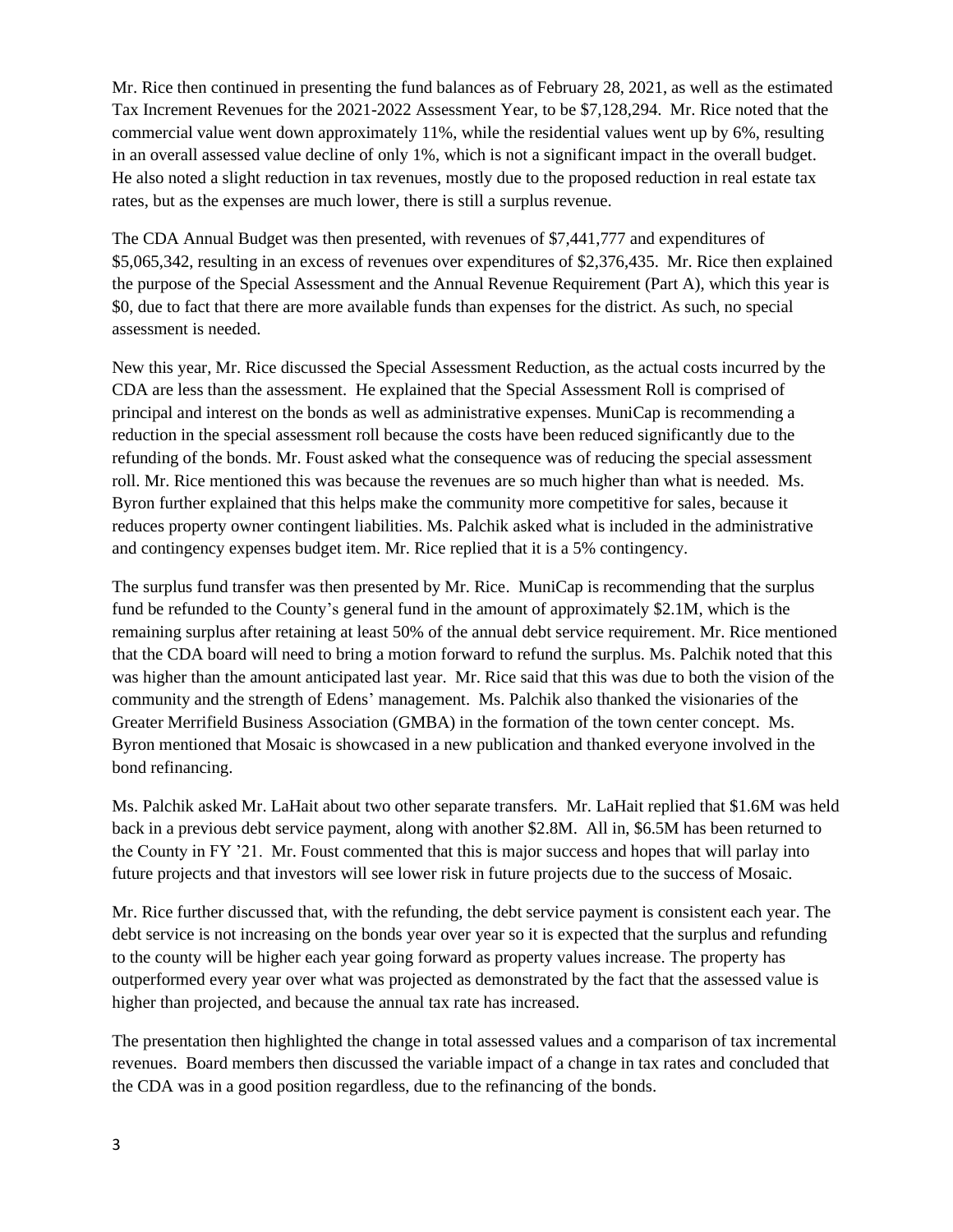Mr. Rice then continued in presenting the fund balances as of February 28, 2021, as well as the estimated Tax Increment Revenues for the 2021-2022 Assessment Year, to be $7,128,294. Mr. Rice noted that the commercial value went down approximately 11%, while the residential values went up by 6%, resulting in an overall assessed value decline of only 1%, which is not a significant impact in the overall budget. He also noted a slight reduction in tax revenues, mostly due to the proposed reduction in real estate tax rates, but as the expenses are much lower, there is still a surplus revenue.

The CDA Annual Budget was then presented, with revenues of $7,441,777 and expenditures of $5,065,342, resulting in an excess of revenues over expenditures of $2,376,435. Mr. Rice then explained the purpose of the Special Assessment and the Annual Revenue Requirement (Part A), which this year is $0, due to fact that there are more available funds than expenses for the district. As such, no special assessment is needed.

New this year, Mr. Rice discussed the Special Assessment Reduction, as the actual costs incurred by the CDA are less than the assessment. He explained that the Special Assessment Roll is comprised of principal and interest on the bonds as well as administrative expenses. MuniCap is recommending a reduction in the special assessment roll because the costs have been reduced significantly due to the refunding of the bonds. Mr. Foust asked what the consequence was of reducing the special assessment roll. Mr. Rice mentioned this was because the revenues are so much higher than what is needed. Ms. Byron further explained that this helps make the community more competitive for sales, because it reduces property owner contingent liabilities. Ms. Palchik asked what is included in the administrative and contingency expenses budget item. Mr. Rice replied that it is a 5% contingency.

The surplus fund transfer was then presented by Mr. Rice. MuniCap is recommending that the surplus fund be refunded to the County's general fund in the amount of approximately $2.1M, which is the remaining surplus after retaining at least 50% of the annual debt service requirement. Mr. Rice mentioned that the CDA board will need to bring a motion forward to refund the surplus. Ms. Palchik noted that this was higher than the amount anticipated last year. Mr. Rice said that this was due to both the vision of the community and the strength of Edens' management. Ms. Palchik also thanked the visionaries of the Greater Merrifield Business Association (GMBA) in the formation of the town center concept. Ms. Byron mentioned that Mosaic is showcased in a new publication and thanked everyone involved in the bond refinancing.

Ms. Palchik asked Mr. LaHait about two other separate transfers. Mr. LaHait replied that $1.6M was held back in a previous debt service payment, along with another $2.8M. All in, $6.5M has been returned to the County in FY '21. Mr. Foust commented that this is major success and hopes that will parlay into future projects and that investors will see lower risk in future projects due to the success of Mosaic.

Mr. Rice further discussed that, with the refunding, the debt service payment is consistent each year. The debt service is not increasing on the bonds year over year so it is expected that the surplus and refunding to the county will be higher each year going forward as property values increase. The property has outperformed every year over what was projected as demonstrated by the fact that the assessed value is higher than projected, and because the annual tax rate has increased.

The presentation then highlighted the change in total assessed values and a comparison of tax incremental revenues. Board members then discussed the variable impact of a change in tax rates and concluded that the CDA was in a good position regardless, due to the refinancing of the bonds.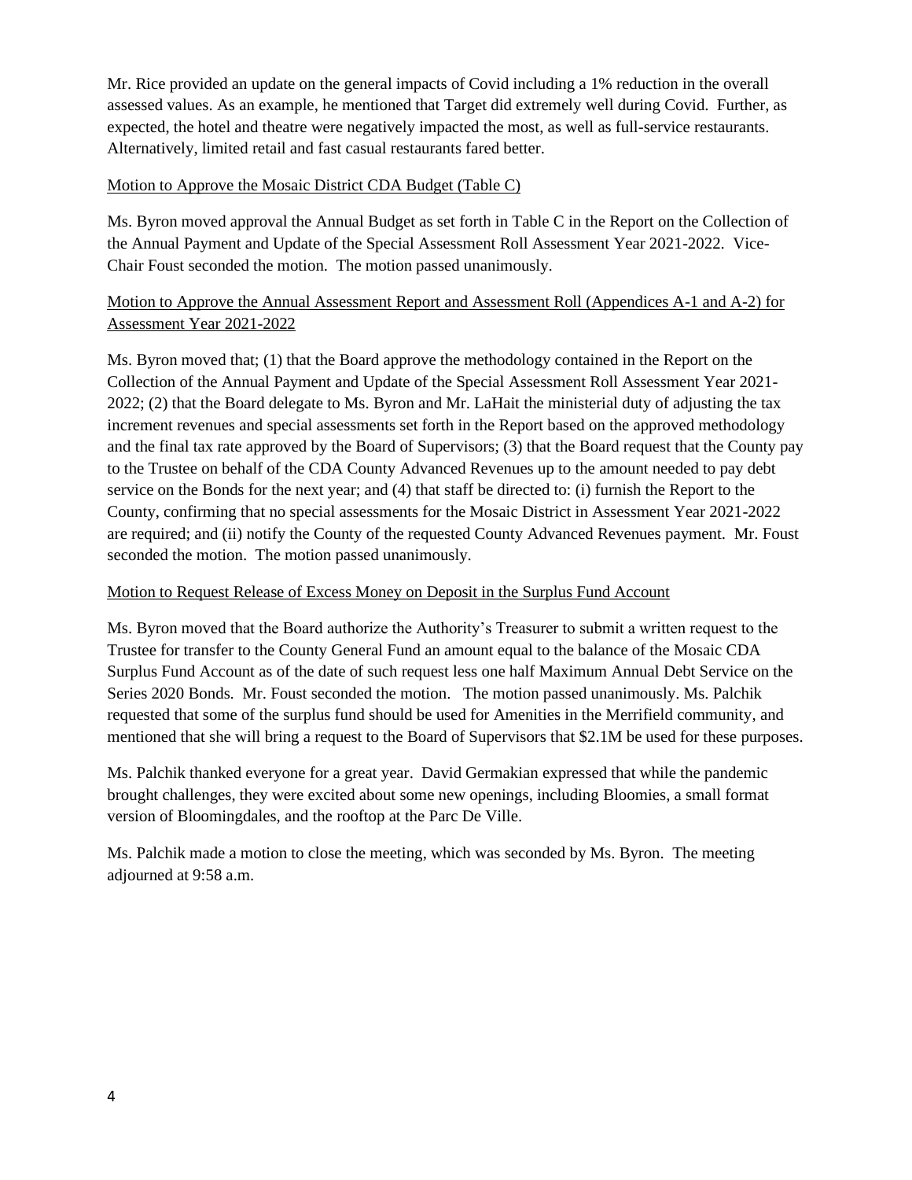Mr. Rice provided an update on the general impacts of Covid including a 1% reduction in the overall assessed values. As an example, he mentioned that Target did extremely well during Covid. Further, as expected, the hotel and theatre were negatively impacted the most, as well as full-service restaurants. Alternatively, limited retail and fast casual restaurants fared better.

<u>Motion to Approve the Mosaic District CDA Budget (Table C)</u>

Ms. Byron moved approval the Annual Budget as set forth in Table C in the Report on the Collection of the Annual Payment and Update of the Special Assessment Roll Assessment Year 2021-2022. Vice-Chair Foust seconded the motion. The motion passed unanimously.

<u>Motion to Approve the Annual Assessment Report and Assessment Roll (Appendices A-1 and A-2) for Assessment Year 2021-2022</u>

Ms. Byron moved that; (1) that the Board approve the methodology contained in the Report on the Collection of the Annual Payment and Update of the Special Assessment Roll Assessment Year 2021-2022; (2) that the Board delegate to Ms. Byron and Mr. LaHait the ministerial duty of adjusting the tax increment revenues and special assessments set forth in the Report based on the approved methodology and the final tax rate approved by the Board of Supervisors; (3) that the Board request that the County pay to the Trustee on behalf of the CDA County Advanced Revenues up to the amount needed to pay debt service on the Bonds for the next year; and (4) that staff be directed to: (i) furnish the Report to the County, confirming that no special assessments for the Mosaic District in Assessment Year 2021-2022 are required; and (ii) notify the County of the requested County Advanced Revenues payment. Mr. Foust seconded the motion. The motion passed unanimously.

<u>Motion to Request Release of Excess Money on Deposit in the Surplus Fund Account</u>

Ms. Byron moved that the Board authorize the Authority's Treasurer to submit a written request to the Trustee for transfer to the County General Fund an amount equal to the balance of the Mosaic CDA Surplus Fund Account as of the date of such request less one half Maximum Annual Debt Service on the Series 2020 Bonds. Mr. Foust seconded the motion. The motion passed unanimously. Ms. Palchik requested that some of the surplus fund should be used for Amenities in the Merrifield community, and mentioned that she will bring a request to the Board of Supervisors that $2.1M be used for these purposes.

Ms. Palchik thanked everyone for a great year. David Germakian expressed that while the pandemic brought challenges, they were excited about some new openings, including Bloomies, a small format version of Bloomingdales, and the rooftop at the Parc De Ville.

Ms. Palchik made a motion to close the meeting, which was seconded by Ms. Byron. The meeting adjourned at 9:58 a.m.